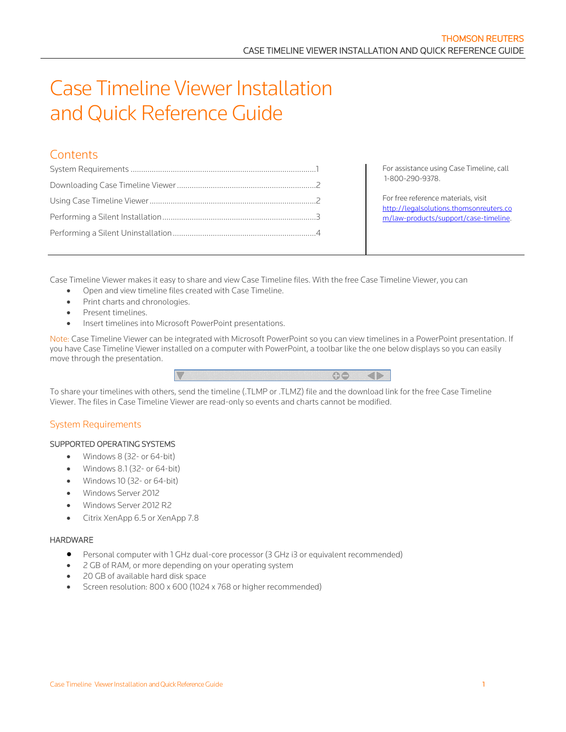# Case Timeline Viewer Installation and Quick Reference Guide

## Contents

System Requirements ....................................................................................1

Downloading Case Timeline Viewer ..................................................................2

Using Case Timeline Viewer ...............................................................................2

Performing a Silent Installation .........................................................................3

Performing a Silent Uninstallation ....................................................................4

For assistance using Case Timeline, call 1-800-290-9378.

For free reference materials, visit http://legalsolutions.thomsonreuters.com/law-products/support/case-timeline.

Case Timeline Viewer makes it easy to share and view Case Timeline files. With the free Case Timeline Viewer, you can

- Open and view timeline files created with Case Timeline.
- Print charts and chronologies.
- Present timelines.
- Insert timelines into Microsoft PowerPoint presentations.

Note: Case Timeline Viewer can be integrated with Microsoft PowerPoint so you can view timelines in a PowerPoint presentation. If you have Case Timeline Viewer installed on a computer with PowerPoint, a toolbar like the one below displays so you can easily move through the presentation.

To share your timelines with others, send the timeline (.TLMP or .TLMZ) file and the download link for the free Case Timeline Viewer. The files in Case Timeline Viewer are read-only so events and charts cannot be modified.

## System Requirements

### SUPPORTED OPERATING SYSTEMS

- Windows 8 (32- or 64-bit)
- Windows 8.1 (32- or 64-bit)
- Windows 10 (32- or 64-bit)
- Windows Server 2012
- Windows Server 2012 R2
- Citrix XenApp 6.5 or XenApp 7.8

### HARDWARE

- Personal computer with 1 GHz dual-core processor (3 GHz i3 or equivalent recommended)
- 2 GB of RAM, or more depending on your operating system
- 20 GB of available hard disk space
- Screen resolution: 800 x 600 (1024 x 768 or higher recommended)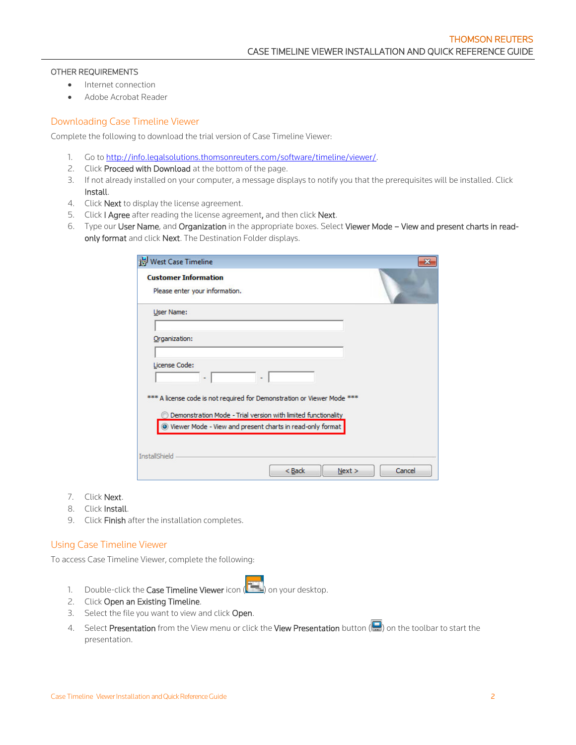OTHER REQUIREMENTS

- Internet connection
- Adobe Acrobat Reader

## Downloading Case Timeline Viewer

Complete the following to download the trial version of Case Timeline Viewer:

1. Go to http://info.legalsolutions.thomsonreuters.com/software/timeline/viewer/.
2. Click **Proceed with Download** at the bottom of the page.
3. If not already installed on your computer, a message displays to notify you that the prerequisites will be installed. Click **Install**.
4. Click **Next** to display the license agreement.
5. Click **I Agree** after reading the license agreement, and then click **Next**.
6. Type our **User Name**, and **Organization** in the appropriate boxes. Select **Viewer Mode – View and present charts in read-only format** and click **Next**. The Destination Folder displays.

7. Click **Next**.
8. Click **Install**.
9. Click **Finish** after the installation completes.

## Using Case Timeline Viewer

To access Case Timeline Viewer, complete the following:

1. Double-click the **Case Timeline Viewer** icon ( ) on your desktop.
2. Click **Open an Existing Timeline**.
3. Select the file you want to view and click **Open**.
4. Select **Presentation** from the View menu or click the **View Presentation** button ( ) on the toolbar to start the presentation.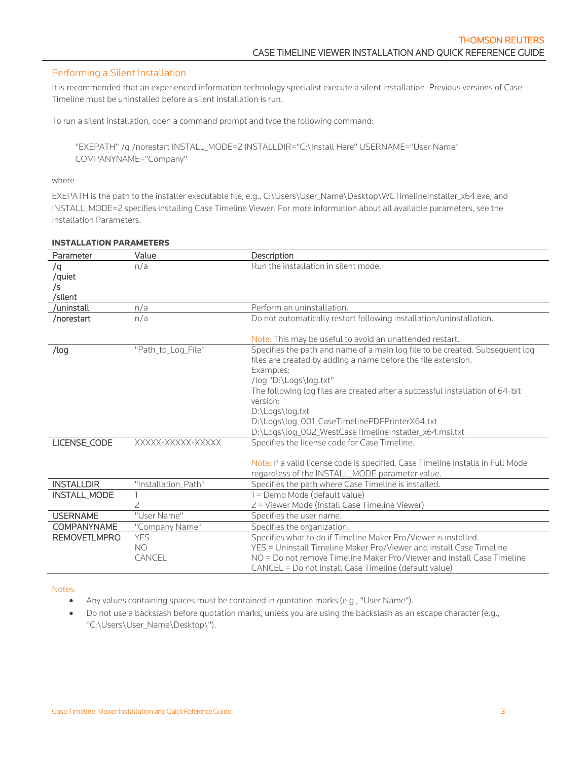## Performing a Silent Installation

It is recommended that an experienced information technology specialist execute a silent installation. Previous versions of Case Timeline must be uninstalled before a silent installation is run.

To run a silent installation, open a command prompt and type the following command:

```
"EXEPATH" /q /norestart INSTALL_MODE=2 INSTALLDIR="C:\Install Here" USERNAME="User Name" COMPANYNAME="Company"
```

where

EXEPATH is the path to the installer executable file, e.g., C:\Users\User_Name\Desktop\WCTimelineInstaller_x64.exe, and INSTALL_MODE=2 specifies installing Case Timeline Viewer. For more information about all available parameters, see the Installation Parameters.

**INSTALLATION PARAMETERS**

| Parameter | Value | Description |
|---|---|---|
| /q<br>/quiet<br>/s<br>/silent | n/a | Run the installation in silent mode. |
| /uninstall | n/a | Perform an uninstallation. |
| /norestart | n/a | Do not automatically restart following installation/uninstallation.<br><br>Note: This may be useful to avoid an unattended restart. |
| /log | "Path_to_Log_File" | Specifies the path and name of a main log file to be created. Subsequent log files are created by adding a name before the file extension.<br>Examples:<br>/log "D:\Logs\log.txt"<br>The following log files are created after a successful installation of 64-bit version:<br>D:\Logs\log.txt<br>D:\Logs\log_001_CaseTimelinePDFPrinterX64.txt<br>D:\Logs\log_002_WestCaseTimelineInstaller_x64.msi.txt |
| LICENSE_CODE | XXXXX-XXXXX-XXXXX | Specifies the license code for Case Timeline.<br><br>Note: If a valid license code is specified, Case Timeline installs in Full Mode regardless of the INSTALL_MODE parameter value. |
| INSTALLDIR | "Installation_Path" | Specifies the path where Case Timeline is installed. |
| INSTALL_MODE | 1<br>2 | 1 = Demo Mode (default value)<br>2 = Viewer Mode (install Case Timeline Viewer) |
| USERNAME | "User Name" | Specifies the user name. |
| COMPANYNAME | "Company Name" | Specifies the organization. |
| REMOVETLMPRO | YES<br>NO<br>CANCEL | Specifies what to do if Timeline Maker Pro/Viewer is installed.<br>YES = Uninstall Timeline Maker Pro/Viewer and install Case Timeline<br>NO = Do not remove Timeline Maker Pro/Viewer and install Case Timeline<br>CANCEL = Do not install Case Timeline (default value) |

Notes:

- Any values containing spaces must be contained in quotation marks (e.g., "User Name").
- Do not use a backslash before quotation marks, unless you are using the backslash as an escape character (e.g., "C:\Users\User_Name\Desktop\").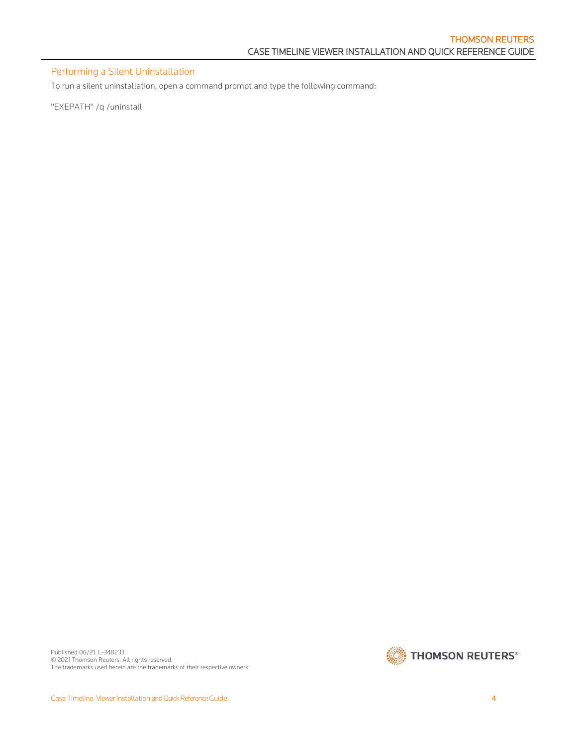## Performing a Silent Uninstallation

To run a silent uninstallation, open a command prompt and type the following command:

```
"EXEPATH" /q /uninstall
```

Published 06/21. L-348233
© 2021 Thomson Reuters. All rights reserved.
The trademarks used herein are the trademarks of their respective owners.